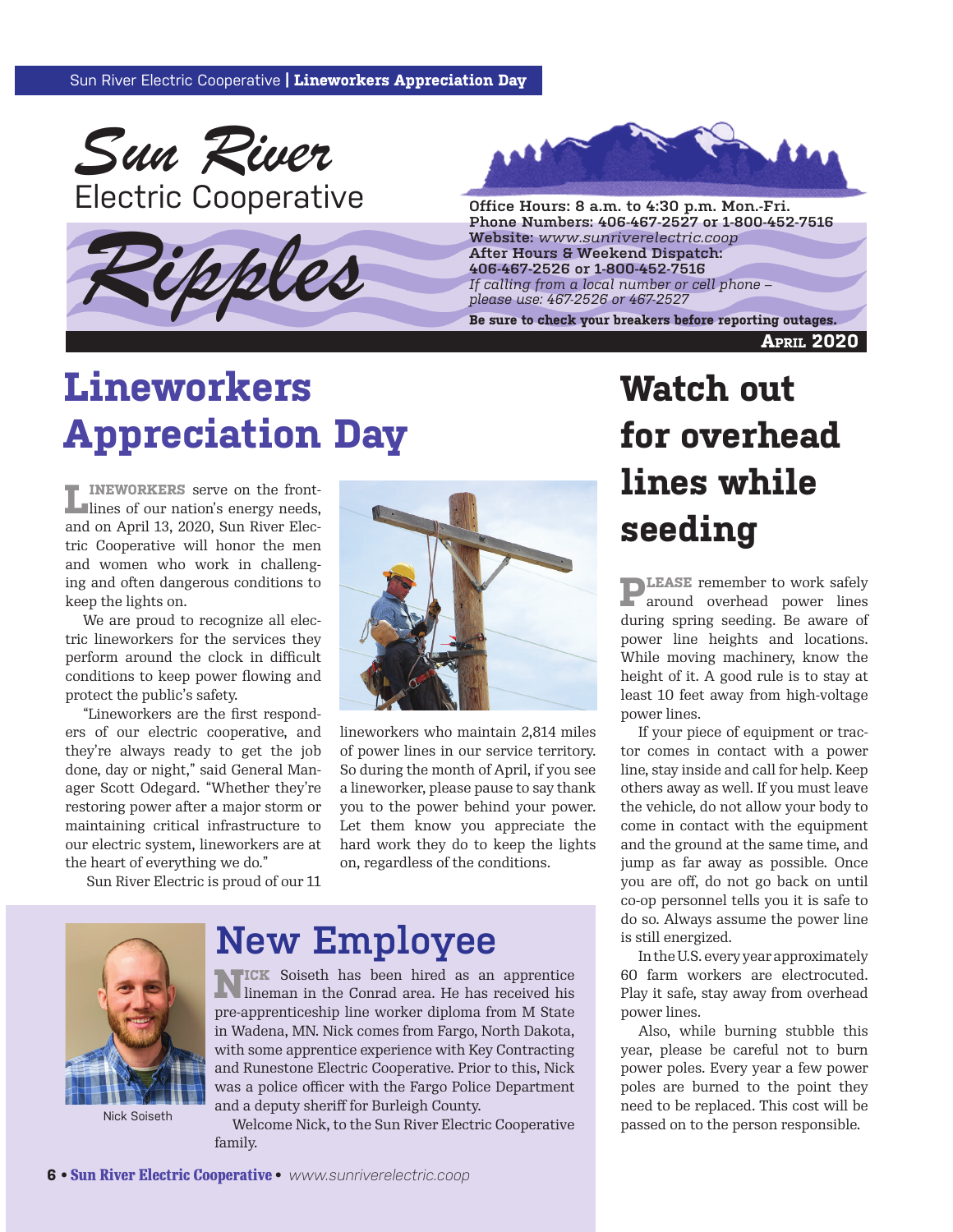# Sun River Electric Cooperative Ripples

**Office Hours:** 8 a.m. to 4:30 p.m. Mon.-Fri.
**Phone Numbers:** 406-467-2527 or 1-800-452-7516
**Website:** *www.sunriverelectric.coop*
**After Hours & Weekend Dispatch:**
406-467-2526 or 1-800-452-7516
*If calling from a local number or cell phone – please use: 467-2526 or 467-2527*

**Be sure to check your breakers before reporting outages.**

**April 2020**

## Lineworkers Appreciation Day

**LINEWORKERS** serve on the front-lines of our nation's energy needs, and on April 13, 2020, Sun River Electric Cooperative will honor the men and women who work in challenging and often dangerous conditions to keep the lights on.

We are proud to recognize all electric lineworkers for the services they perform around the clock in difficult conditions to keep power flowing and protect the public's safety.

"Lineworkers are the first responders of our electric cooperative, and they're always ready to get the job done, day or night," said General Manager Scott Odegard. "Whether they're restoring power after a major storm or maintaining critical infrastructure to our electric system, lineworkers are at the heart of everything we do."

Sun River Electric is proud of our 11 lineworkers who maintain 2,814 miles of power lines in our service territory. So during the month of April, if you see a lineworker, please pause to say thank you to the power behind your power. Let them know you appreciate the hard work they do to keep the lights on, regardless of the conditions.

## New Employee

**NICK** Soiseth has been hired as an apprentice lineman in the Conrad area. He has received his pre-apprenticeship line worker diploma from M State in Wadena, MN. Nick comes from Fargo, North Dakota, with some apprentice experience with Key Contracting and Runestone Electric Cooperative. Prior to this, Nick was a police officer with the Fargo Police Department and a deputy sheriff for Burleigh County.

Welcome Nick, to the Sun River Electric Cooperative family.

Nick Soiseth

## Watch out for overhead lines while seeding

**PLEASE** remember to work safely around overhead power lines during spring seeding. Be aware of power line heights and locations. While moving machinery, know the height of it. A good rule is to stay at least 10 feet away from high-voltage power lines.

If your piece of equipment or tractor comes in contact with a power line, stay inside and call for help. Keep others away as well. If you must leave the vehicle, do not allow your body to come in contact with the equipment and the ground at the same time, and jump as far away as possible. Once you are off, do not go back on until co-op personnel tells you it is safe to do so. Always assume the power line is still energized.

In the U.S. every year approximately 60 farm workers are electrocuted. Play it safe, stay away from overhead power lines.

Also, while burning stubble this year, please be careful not to burn power poles. Every year a few power poles are burned to the point they need to be replaced. This cost will be passed on to the person responsible.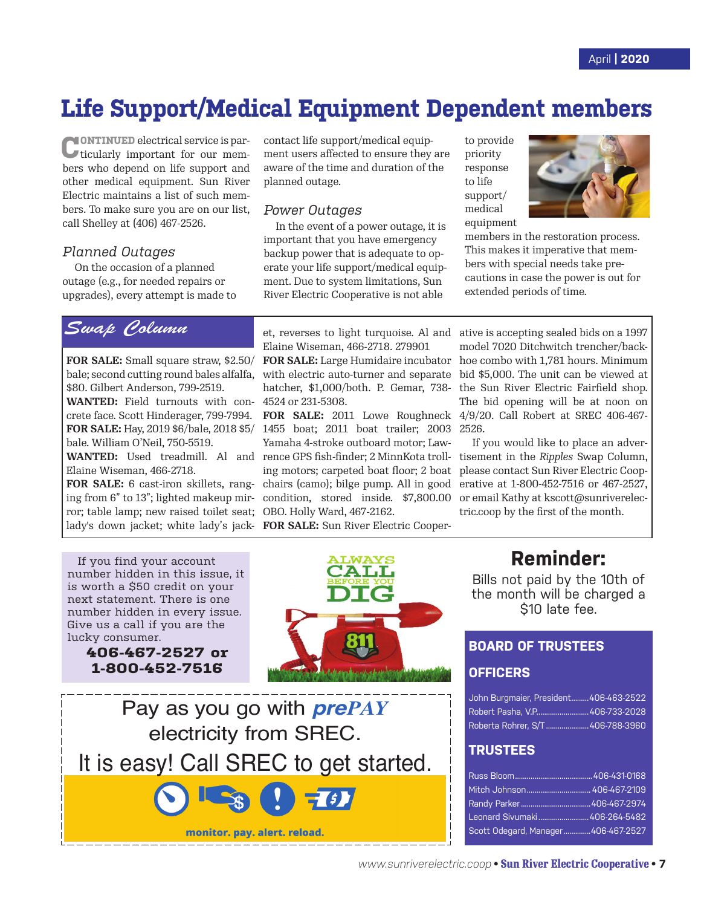# Life Support/Medical Equipment Dependent members

CONTINUED electrical service is particularly important for our members who depend on life support and other medical equipment. Sun River Electric maintains a list of such members. To make sure you are on our list, call Shelley at (406) 467-2526.

### *Planned Outages*

On the occasion of a planned outage (e.g., for needed repairs or upgrades), every attempt is made to contact life support/medical equipment users affected to ensure they are aware of the time and duration of the planned outage.

### *Power Outages*

In the event of a power outage, it is important that you have emergency backup power that is adequate to operate your life support/medical equipment. Due to system limitations, Sun River Electric Cooperative is not able to provide priority response to life support/medical equipment members in the restoration process. This makes it imperative that members with special needs take precautions in case the power is out for extended periods of time.

## Swap Column

**FOR SALE:** Small square straw, $2.50/bale; second cutting round bales alfalfa, $80. Gilbert Anderson, 799-2519.

**WANTED:** Field turnouts with concrete face. Scott Hinderager, 799-7994.

**FOR SALE:** Hay, 2019 $6/bale, 2018 $5/bale. William O'Neil, 750-5519.

**WANTED:** Used treadmill. Al and Elaine Wiseman, 466-2718.

**FOR SALE:** 6 cast-iron skillets, ranging from 6" to 13"; lighted makeup mirror; table lamp; new raised toilet seat; lady's down jacket; white lady's jacket, reverses to light turquoise. Al and Elaine Wiseman, 466-2718. 279901

**FOR SALE:** Large Humidaire incubator with electric auto-turner and separate hatcher, $1,000/both. P. Gemar, 738-4524 or 231-5308.

**FOR SALE:** 2011 Lowe Roughneck 1455 boat; 2011 boat trailer; 2003 Yamaha 4-stroke outboard motor; Lawrence GPS fish-finder; 2 MinnKota trolling motors; carpeted boat floor; 2 boat chairs (camo); bilge pump. All in good condition, stored inside. $7,800.00 OBO. Holly Ward, 467-2162.

**FOR SALE:** Sun River Electric Cooperative is accepting sealed bids on a 1997 model 7020 Ditchwitch trencher/backhoe combo with 1,781 hours. Minimum bid $5,000. The unit can be viewed at the Sun River Electric Fairfield shop. The bid opening will be at noon on 4/9/20. Call Robert at SREC 406-467-2526.

If you would like to place an advertisement in the *Ripples* Swap Column, please contact Sun River Electric Cooperative at 1-800-452-7516 or 467-2527, or email Kathy at kscott@sunriverelectric.coop by the first of the month.

---

If you find your account number hidden in this issue, it is worth a $50 credit on your next statement. There is one number hidden in every issue. Give us a call if you are the lucky consumer.

**406-467-2527 or 1-800-452-7516**

ALWAYS CALL BEFORE YOU DIG

811

## Reminder:

Bills not paid by the 10th of the month will be charged a $10 late fee.

Pay as you go with ***prePAY*** electricity from SREC.

It is easy! Call SREC to get started.

**monitor. pay. alert. reload.**

## BOARD OF TRUSTEES

### OFFICERS

John Burgmaier, President ......... 406-463-2522
Robert Pasha, V.P. ......... 406-733-2028
Roberta Rohrer, S/T ......... 406-788-3960

### TRUSTEES

Russ Bloom ......... 406-431-0168
Mitch Johnson ......... 406-467-2109
Randy Parker ......... 406-467-2974
Leonard Sivumaki ......... 406-264-5482
Scott Odegard, Manager ......... 406-467-2527